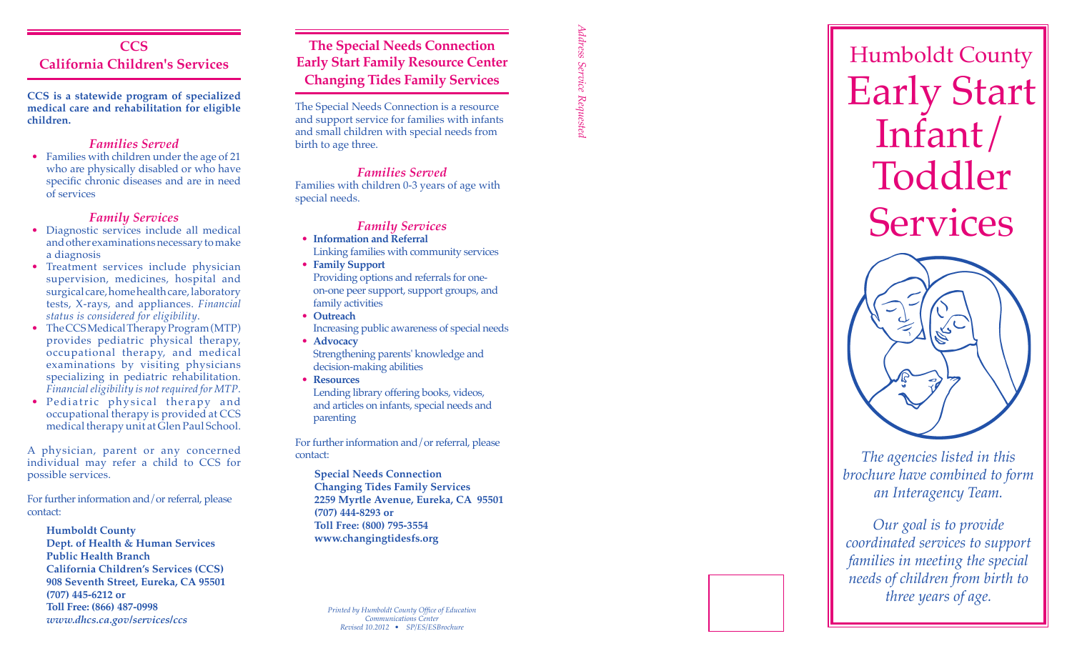## CCS
## California Children's Services

**CCS is a statewide program of specialized medical care and rehabilitation for eligible children.**

### *Families Served*

- Families with children under the age of 21 who are physically disabled or who have specific chronic diseases and are in need of services

### *Family Services*

- Diagnostic services include all medical and other examinations necessary to make a diagnosis
- Treatment services include physician supervision, medicines, hospital and surgical care, home health care, laboratory tests, X-rays, and appliances. *Financial status is considered for eligibility*.
- The CCS Medical Therapy Program (MTP) provides pediatric physical therapy, occupational therapy, and medical examinations by visiting physicians specializing in pediatric rehabilitation. *Financial eligibility is not required for MTP*.
- Pediatric physical therapy and occupational therapy is provided at CCS medical therapy unit at Glen Paul School.

A physician, parent or any concerned individual may refer a child to CCS for possible services.

For further information and/or referral, please contact:

**Humboldt County**
**Dept. of Health & Human Services**
**Public Health Branch**
**California Children's Services (CCS)**
**908 Seventh Street, Eureka, CA 95501**
**(707) 445-6212 or**
**Toll Free: (866) 487-0998**
***www.dhcs.ca.gov/services/ccs***

## The Special Needs Connection
## Early Start Family Resource Center
## Changing Tides Family Services

The Special Needs Connection is a resource and support service for families with infants and small children with special needs from birth to age three.

### *Families Served*

Families with children 0-3 years of age with special needs.

### *Family Services*

- **Information and Referral**
  Linking families with community services
- **Family Support**
  Providing options and referrals for one-on-one peer support, support groups, and family activities
- **Outreach**
  Increasing public awareness of special needs
- **Advocacy**
  Strengthening parents' knowledge and decision-making abilities
- **Resources**
  Lending library offering books, videos, and articles on infants, special needs and parenting

For further information and/or referral, please contact:

**Special Needs Connection**
**Changing Tides Family Services**
**2259 Myrtle Avenue, Eureka, CA 95501**
**(707) 444-8293 or**
**Toll Free: (800) 795-3554**
**www.changingtidesfs.org**

*Printed by Humboldt County Office of Education*
*Communications Center*
*Revised 10.2012 • SP/ES/ESBrochure*

*Address Service Requested*

# Humboldt County Early Start Infant/Toddler Services

*The agencies listed in this brochure have combined to form an Interagency Team.*

*Our goal is to provide coordinated services to support families in meeting the special needs of children from birth to three years of age.*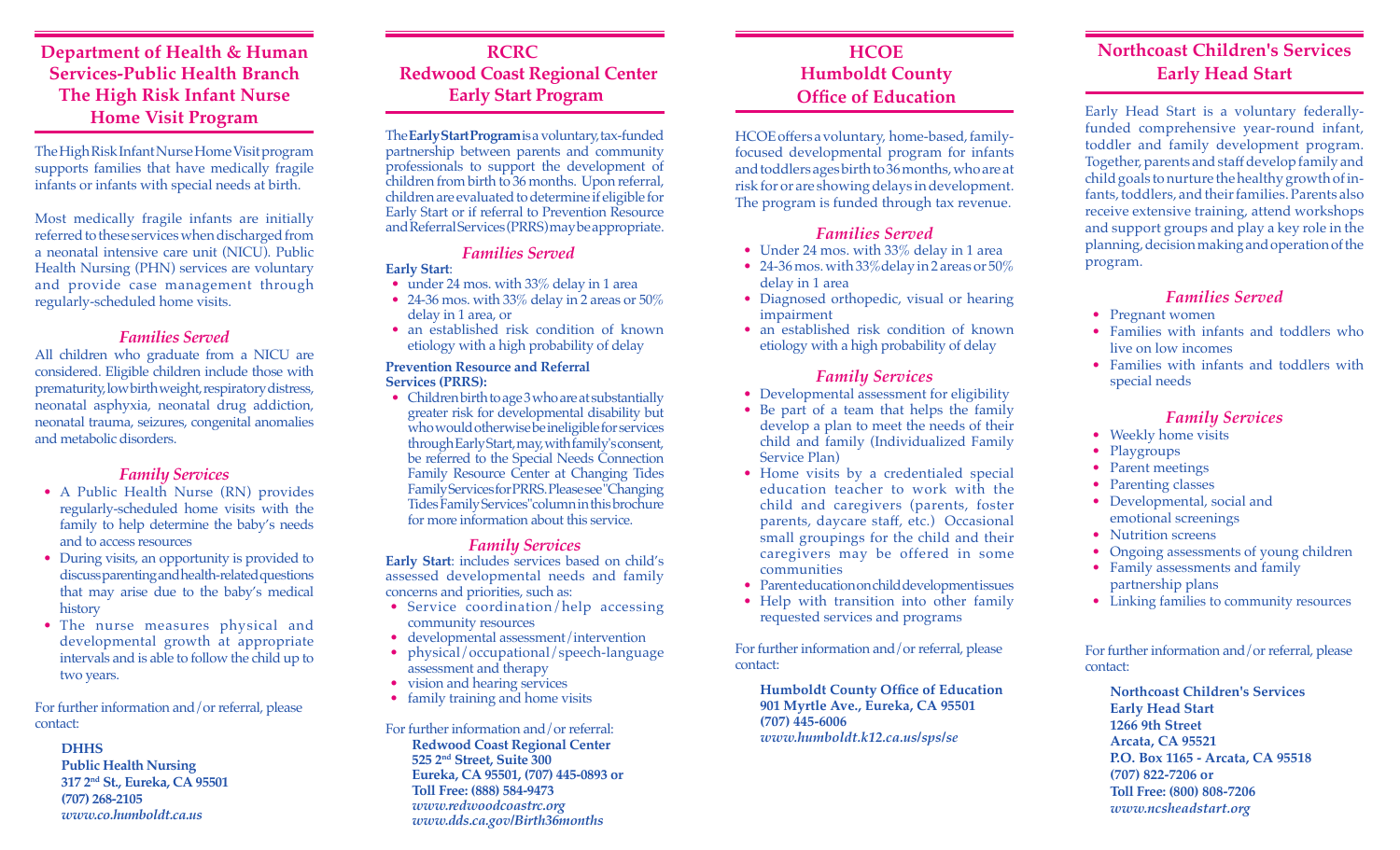## Department of Health & Human Services-Public Health Branch The High Risk Infant Nurse Home Visit Program

The High Risk Infant Nurse Home Visit program supports families that have medically fragile infants or infants with special needs at birth.

Most medically fragile infants are initially referred to these services when discharged from a neonatal intensive care unit (NICU). Public Health Nursing (PHN) services are voluntary and provide case management through regularly-scheduled home visits.

### *Families Served*

All children who graduate from a NICU are considered. Eligible children include those with prematurity, low birth weight, respiratory distress, neonatal asphyxia, neonatal drug addiction, neonatal trauma, seizures, congenital anomalies and metabolic disorders.

### *Family Services*

- A Public Health Nurse (RN) provides regularly-scheduled home visits with the family to help determine the baby's needs and to access resources
- During visits, an opportunity is provided to discuss parenting and health-related questions that may arise due to the baby's medical history
- The nurse measures physical and developmental growth at appropriate intervals and is able to follow the child up to two years.

For further information and/or referral, please contact:

**DHHS**
**Public Health Nursing**
**317 2nd St., Eureka, CA 95501**
**(707) 268-2105**
***www.co.humboldt.ca.us***

## RCRC Redwood Coast Regional Center Early Start Program

The **Early Start Program** is a voluntary, tax-funded partnership between parents and community professionals to support the development of children from birth to 36 months. Upon referral, children are evaluated to determine if eligible for Early Start or if referral to Prevention Resource and Referral Services (PRRS) may be appropriate.

### *Families Served*

**Early Start**:

- under 24 mos. with 33% delay in 1 area
- 24-36 mos. with 33% delay in 2 areas or 50% delay in 1 area, or
- an established risk condition of known etiology with a high probability of delay

**Prevention Resource and Referral Services (PRRS):**

- Children birth to age 3 who are at substantially greater risk for developmental disability but who would otherwise be ineligible for services through Early Start, may, with family's consent, be referred to the Special Needs Connection Family Resource Center at Changing Tides Family Services for PRRS. Please see "Changing Tides Family Services" column in this brochure for more information about this service.

### *Family Services*

**Early Start**: includes services based on child's assessed developmental needs and family concerns and priorities, such as:

- Service coordination/help accessing community resources
- developmental assessment/intervention
- physical/occupational/speech-language assessment and therapy
- vision and hearing services
- family training and home visits

For further information and/or referral:

**Redwood Coast Regional Center**
**525 2nd Street, Suite 300**
**Eureka, CA 95501, (707) 445-0893 or**
**Toll Free: (888) 584-9473**
***www.redwoodcoastrc.org***
***www.dds.ca.gov/Birth36months***

## HCOE Humboldt County Office of Education

HCOE offers a voluntary, home-based, family-focused developmental program for infants and toddlers ages birth to 36 months, who are at risk for or are showing delays in development. The program is funded through tax revenue.

### *Families Served*

- Under 24 mos. with 33% delay in 1 area
- 24-36 mos. with 33% delay in 2 areas or 50% delay in 1 area
- Diagnosed orthopedic, visual or hearing impairment
- an established risk condition of known etiology with a high probability of delay

### *Family Services*

- Developmental assessment for eligibility
- Be part of a team that helps the family develop a plan to meet the needs of their child and family (Individualized Family Service Plan)
- Home visits by a credentialed special education teacher to work with the child and caregivers (parents, foster parents, daycare staff, etc.) Occasional small groupings for the child and their caregivers may be offered in some communities
- Parent education on child development issues
- Help with transition into other family requested services and programs

For further information and/or referral, please contact:

**Humboldt County Office of Education**
**901 Myrtle Ave., Eureka, CA 95501**
**(707) 445-6006**
***www.humboldt.k12.ca.us/sps/se***

## Northcoast Children's Services Early Head Start

Early Head Start is a voluntary federally-funded comprehensive year-round infant, toddler and family development program. Together, parents and staff develop family and child goals to nurture the healthy growth of infants, toddlers, and their families. Parents also receive extensive training, attend workshops and support groups and play a key role in the planning, decision making and operation of the program.

### *Families Served*

- Pregnant women
- Families with infants and toddlers who live on low incomes
- Families with infants and toddlers with special needs

### *Family Services*

- Weekly home visits
- Playgroups
- Parent meetings
- Parenting classes
- Developmental, social and emotional screenings
- Nutrition screens
- Ongoing assessments of young children
- Family assessments and family partnership plans
- Linking families to community resources

For further information and/or referral, please contact:

**Northcoast Children's Services**
**Early Head Start**
**1266 9th Street**
**Arcata, CA 95521**
**P.O. Box 1165 - Arcata, CA 95518**
**(707) 822-7206 or**
**Toll Free: (800) 808-7206**
***www.ncsheadstart.org***